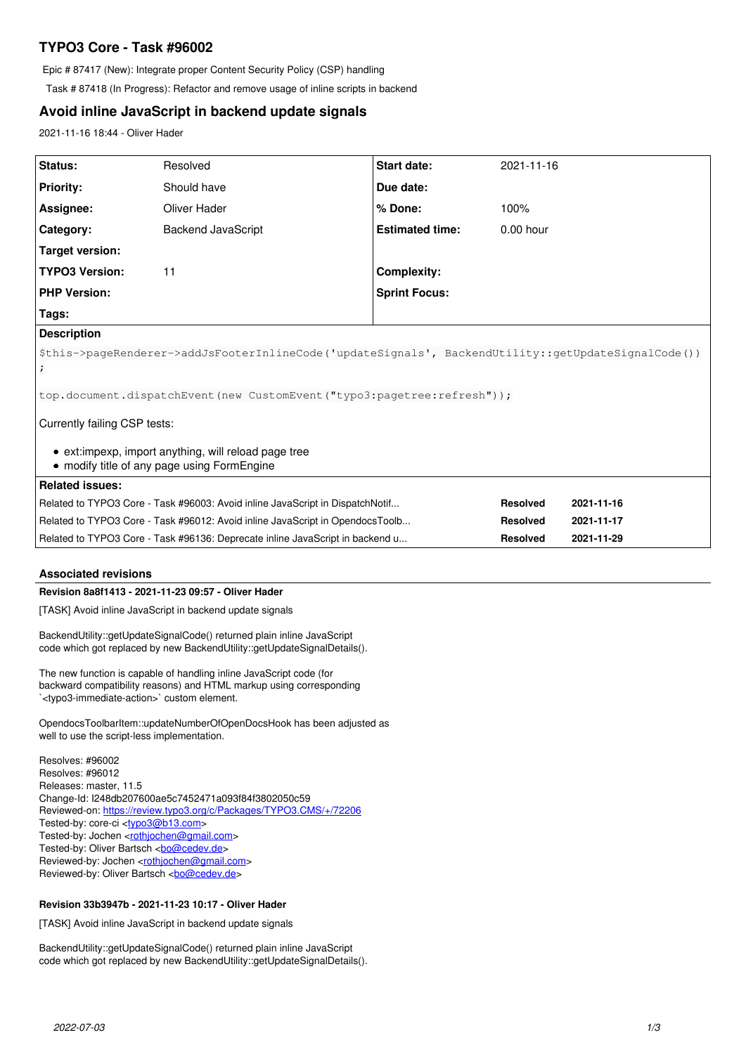# TYPO3 Core - Task #96002

Epic # 87417 (New): Integrate proper Content Security Policy (CSP) handling

Task # 87418 (In Progress): Refactor and remove usage of inline scripts in backend

## Avoid inline JavaScript in backend update signals

2021-11-16 18:44 - Oliver Hader

| Status: | Resolved | Start date: | 2021-11-16 |
|---|---|---|---|
| Priority: | Should have | Due date: | |
| Assignee: | Oliver Hader | % Done: | 100% |
| Category: | Backend JavaScript | Estimated time: | 0.00 hour |
| Target version: | | | |
| TYPO3 Version: | 11 | Complexity: | |
| PHP Version: | | Sprint Focus: | |
| Tags: | | | |

**Description**

```
$this->pageRenderer->addJsFooterInlineCode('updateSignals', BackendUtility::getUpdateSignalCode())
;
```

```
top.document.dispatchEvent(new CustomEvent("typo3:pagetree:refresh"));
```

Currently failing CSP tests:

- ext:impexp, import anything, will reload page tree
- modify title of any page using FormEngine

**Related issues:**

| Issue | Status | Date |
|---|---|---|
| Related to TYPO3 Core - Task #96003: Avoid inline JavaScript in DispatchNotif... | Resolved | 2021-11-16 |
| Related to TYPO3 Core - Task #96012: Avoid inline JavaScript in OpendocsToolb... | Resolved | 2021-11-17 |
| Related to TYPO3 Core - Task #96136: Deprecate inline JavaScript in backend u... | Resolved | 2021-11-29 |

### Associated revisions

**Revision 8a8f1413 - 2021-11-23 09:57 - Oliver Hader**

[TASK] Avoid inline JavaScript in backend update signals

BackendUtility::getUpdateSignalCode() returned plain inline JavaScript code which got replaced by new BackendUtility::getUpdateSignalDetails().

The new function is capable of handling inline JavaScript code (for backward compatibility reasons) and HTML markup using corresponding `<typo3-immediate-action>` custom element.

OpendocsToolbarItem::updateNumberOfOpenDocsHook has been adjusted as well to use the script-less implementation.

Resolves: #96002
Resolves: #96012
Releases: master, 11.5
Change-Id: I248db207600ae5c7452471a093f84f3802050c59
Reviewed-on: https://review.typo3.org/c/Packages/TYPO3.CMS/+/72206
Tested-by: core-ci <typo3@b13.com>
Tested-by: Jochen <rothjochen@gmail.com>
Tested-by: Oliver Bartsch <bo@cedev.de>
Reviewed-by: Jochen <rothjochen@gmail.com>
Reviewed-by: Oliver Bartsch <bo@cedev.de>

**Revision 33b3947b - 2021-11-23 10:17 - Oliver Hader**

[TASK] Avoid inline JavaScript in backend update signals

BackendUtility::getUpdateSignalCode() returned plain inline JavaScript code which got replaced by new BackendUtility::getUpdateSignalDetails().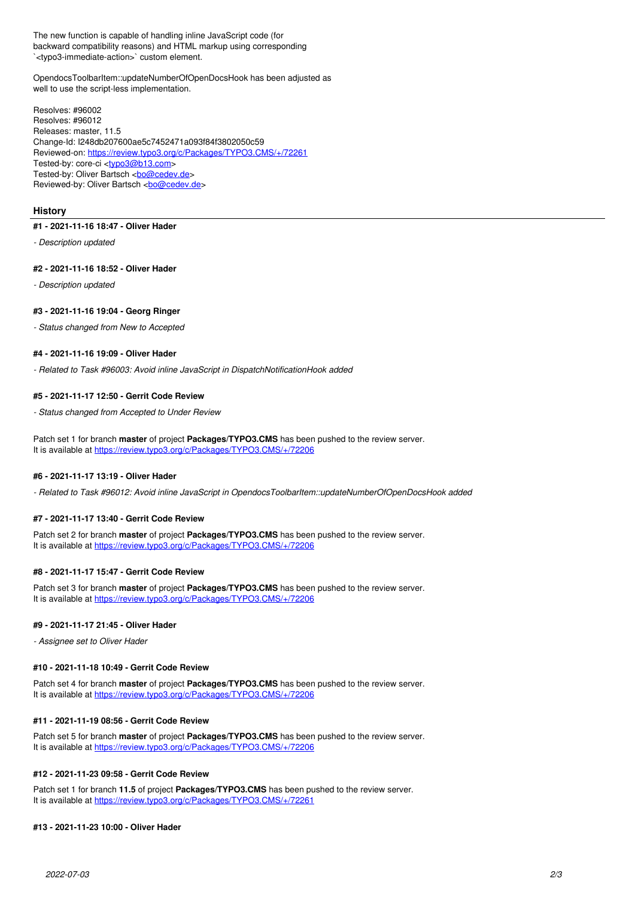The new function is capable of handling inline JavaScript code (for backward compatibility reasons) and HTML markup using corresponding `<typo3-immediate-action>` custom element.

OpendocsToolbarItem::updateNumberOfOpenDocsHook has been adjusted as well to use the script-less implementation.

Resolves: #96002
Resolves: #96012
Releases: master, 11.5
Change-Id: I248db207600ae5c7452471a093f84f3802050c59
Reviewed-on: https://review.typo3.org/c/Packages/TYPO3.CMS/+/72261
Tested-by: core-ci <typo3@b13.com>
Tested-by: Oliver Bartsch <bo@cedev.de>
Reviewed-by: Oliver Bartsch <bo@cedev.de>

## History

#### #1 - 2021-11-16 18:47 - Oliver Hader

*- Description updated*

#### #2 - 2021-11-16 18:52 - Oliver Hader

*- Description updated*

#### #3 - 2021-11-16 19:04 - Georg Ringer

*- Status changed from New to Accepted*

#### #4 - 2021-11-16 19:09 - Oliver Hader

*- Related to Task #96003: Avoid inline JavaScript in DispatchNotificationHook added*

#### #5 - 2021-11-17 12:50 - Gerrit Code Review

*- Status changed from Accepted to Under Review*

Patch set 1 for branch **master** of project **Packages/TYPO3.CMS** has been pushed to the review server.
It is available at https://review.typo3.org/c/Packages/TYPO3.CMS/+/72206

#### #6 - 2021-11-17 13:19 - Oliver Hader

*- Related to Task #96012: Avoid inline JavaScript in OpendocsToolbarItem::updateNumberOfOpenDocsHook added*

#### #7 - 2021-11-17 13:40 - Gerrit Code Review

Patch set 2 for branch **master** of project **Packages/TYPO3.CMS** has been pushed to the review server.
It is available at https://review.typo3.org/c/Packages/TYPO3.CMS/+/72206

#### #8 - 2021-11-17 15:47 - Gerrit Code Review

Patch set 3 for branch **master** of project **Packages/TYPO3.CMS** has been pushed to the review server.
It is available at https://review.typo3.org/c/Packages/TYPO3.CMS/+/72206

#### #9 - 2021-11-17 21:45 - Oliver Hader

*- Assignee set to Oliver Hader*

#### #10 - 2021-11-18 10:49 - Gerrit Code Review

Patch set 4 for branch **master** of project **Packages/TYPO3.CMS** has been pushed to the review server.
It is available at https://review.typo3.org/c/Packages/TYPO3.CMS/+/72206

#### #11 - 2021-11-19 08:56 - Gerrit Code Review

Patch set 5 for branch **master** of project **Packages/TYPO3.CMS** has been pushed to the review server.
It is available at https://review.typo3.org/c/Packages/TYPO3.CMS/+/72206

#### #12 - 2021-11-23 09:58 - Gerrit Code Review

Patch set 1 for branch **11.5** of project **Packages/TYPO3.CMS** has been pushed to the review server.
It is available at https://review.typo3.org/c/Packages/TYPO3.CMS/+/72261

#### #13 - 2021-11-23 10:00 - Oliver Hader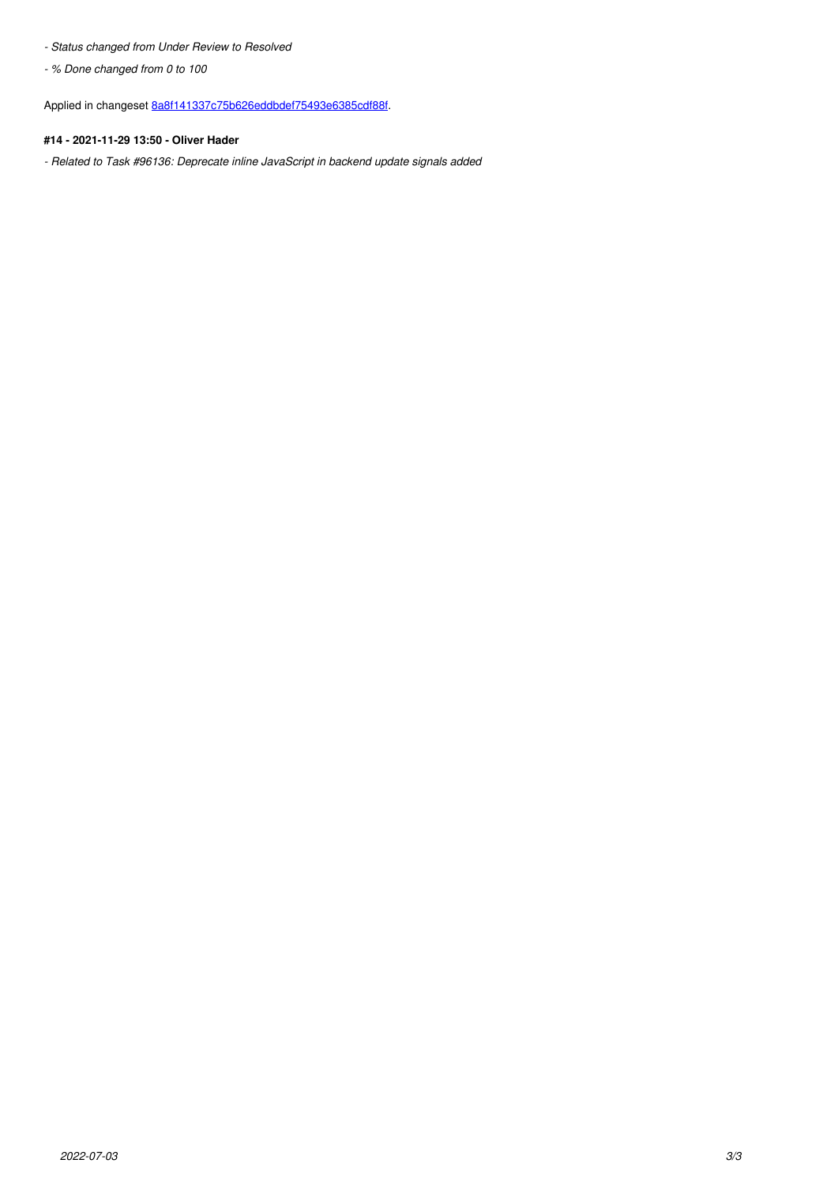- *Status changed from Under Review to Resolved*
- *% Done changed from 0 to 100*

Applied in changeset [8a8f141337c75b626eddbdef75493e6385cdf88f](8a8f141337c75b626eddbdef75493e6385cdf88f).

**#14 - 2021-11-29 13:50 - Oliver Hader**

- *Related to Task #96136: Deprecate inline JavaScript in backend update signals added*